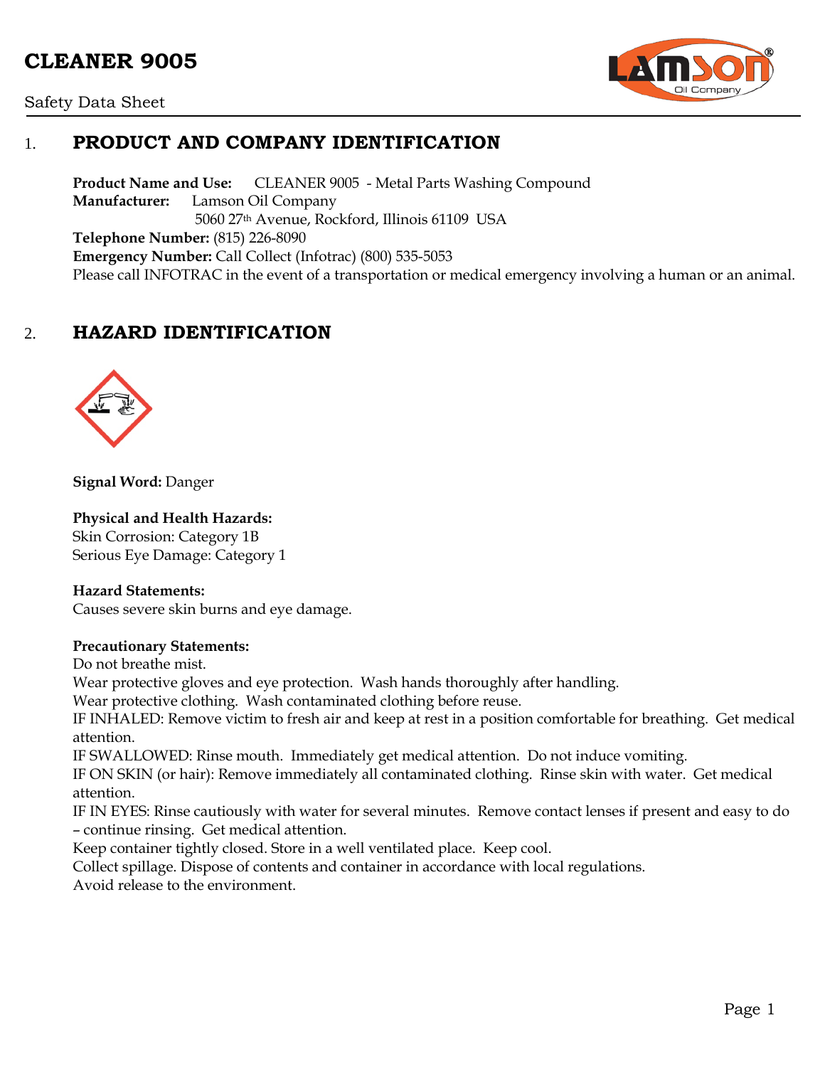# CLEANER 9005

Safety Data Sheet

## 1. PRODUCT AND COMPANY IDENTIFICATION

**Product Name and Use:** CLEANER 9005 - Metal Parts Washing Compound
**Manufacturer:** Lamson Oil Company
5060 27th Avenue, Rockford, Illinois 61109 USA
**Telephone Number:** (815) 226-8090
**Emergency Number:** Call Collect (Infotrac) (800) 535-5053
Please call INFOTRAC in the event of a transportation or medical emergency involving a human or an animal.

## 2. HAZARD IDENTIFICATION

**Signal Word:** Danger

**Physical and Health Hazards:**
Skin Corrosion: Category 1B
Serious Eye Damage: Category 1

**Hazard Statements:**
Causes severe skin burns and eye damage.

**Precautionary Statements:**
Do not breathe mist.
Wear protective gloves and eye protection. Wash hands thoroughly after handling.
Wear protective clothing. Wash contaminated clothing before reuse.
IF INHALED: Remove victim to fresh air and keep at rest in a position comfortable for breathing. Get medical attention.
IF SWALLOWED: Rinse mouth. Immediately get medical attention. Do not induce vomiting.
IF ON SKIN (or hair): Remove immediately all contaminated clothing. Rinse skin with water. Get medical attention.
IF IN EYES: Rinse cautiously with water for several minutes. Remove contact lenses if present and easy to do – continue rinsing. Get medical attention.
Keep container tightly closed. Store in a well ventilated place. Keep cool.
Collect spillage. Dispose of contents and container in accordance with local regulations.
Avoid release to the environment.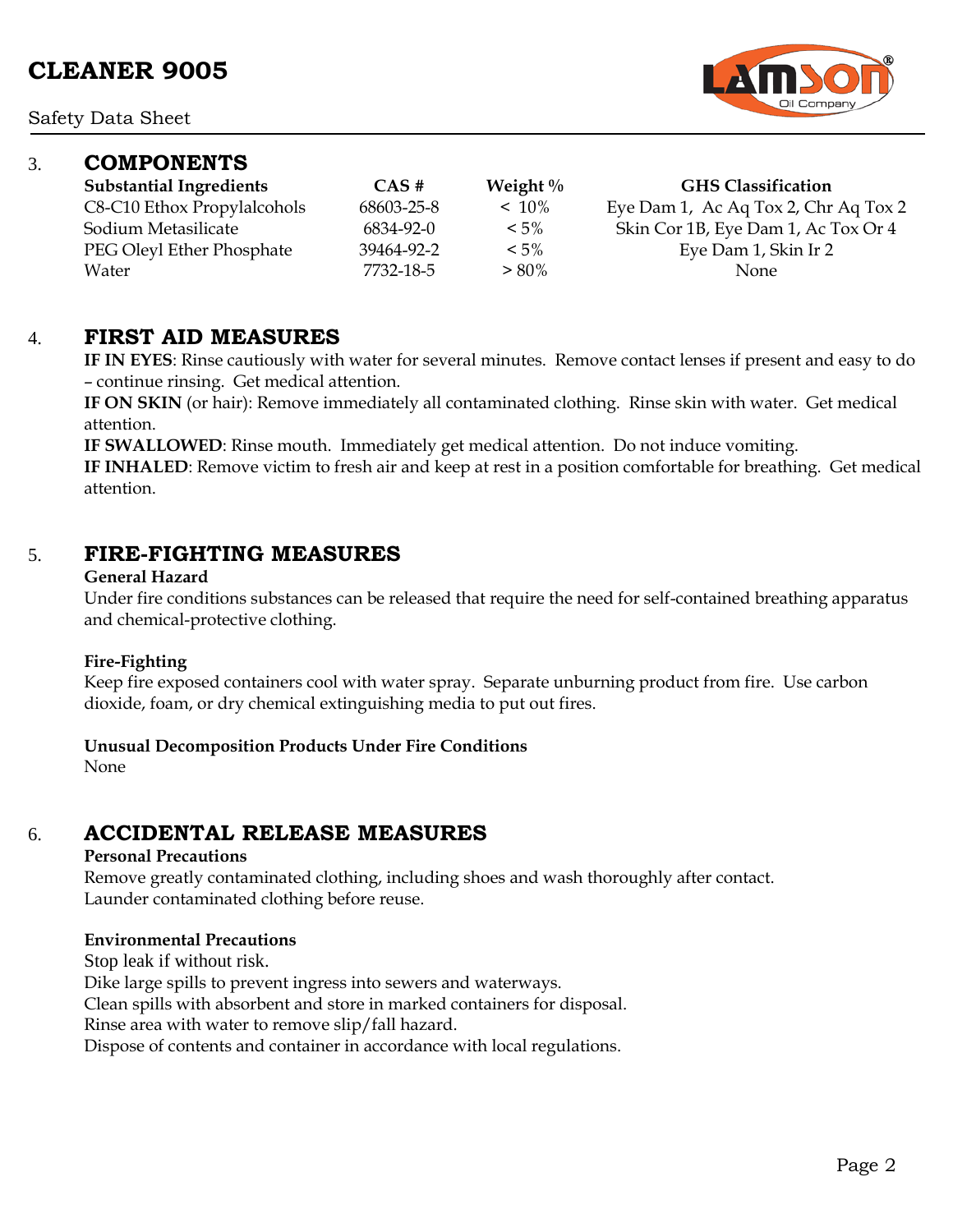## 3. COMPONENTS

| Substantial Ingredients | CAS # | Weight % | GHS Classification |
|---|---|---|---|
| C8-C10 Ethox Propylalcohols | 68603-25-8 | < 10% | Eye Dam 1, Ac Aq Tox 2, Chr Aq Tox 2 |
| Sodium Metasilicate | 6834-92-0 | < 5% | Skin Cor 1B, Eye Dam 1, Ac Tox Or 4 |
| PEG Oleyl Ether Phosphate | 39464-92-2 | < 5% | Eye Dam 1, Skin Ir 2 |
| Water | 7732-18-5 | > 80% | None |

## 4. FIRST AID MEASURES

**IF IN EYES**: Rinse cautiously with water for several minutes. Remove contact lenses if present and easy to do – continue rinsing. Get medical attention.

**IF ON SKIN** (or hair): Remove immediately all contaminated clothing. Rinse skin with water. Get medical attention.

**IF SWALLOWED**: Rinse mouth. Immediately get medical attention. Do not induce vomiting.

**IF INHALED**: Remove victim to fresh air and keep at rest in a position comfortable for breathing. Get medical attention.

## 5. FIRE-FIGHTING MEASURES

**General Hazard**

Under fire conditions substances can be released that require the need for self-contained breathing apparatus and chemical-protective clothing.

**Fire-Fighting**

Keep fire exposed containers cool with water spray. Separate unburning product from fire. Use carbon dioxide, foam, or dry chemical extinguishing media to put out fires.

**Unusual Decomposition Products Under Fire Conditions**

None

## 6. ACCIDENTAL RELEASE MEASURES

**Personal Precautions**

Remove greatly contaminated clothing, including shoes and wash thoroughly after contact.
Launder contaminated clothing before reuse.

**Environmental Precautions**

Stop leak if without risk.
Dike large spills to prevent ingress into sewers and waterways.
Clean spills with absorbent and store in marked containers for disposal.
Rinse area with water to remove slip/fall hazard.
Dispose of contents and container in accordance with local regulations.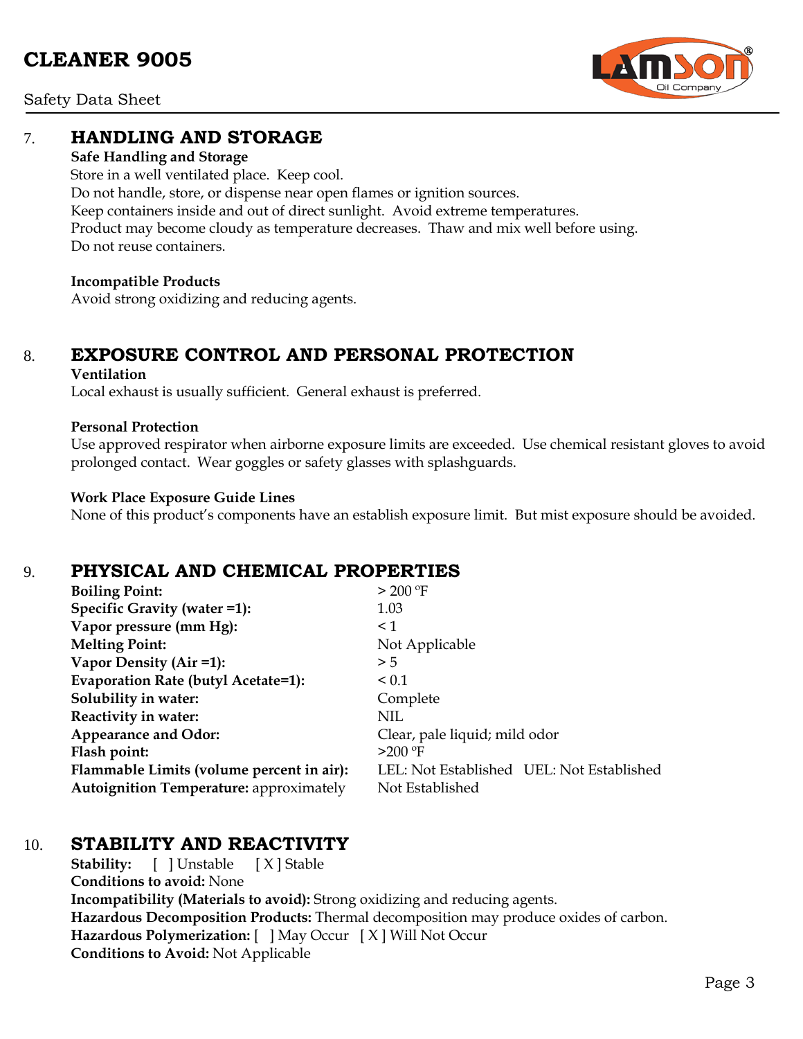## 7. HANDLING AND STORAGE

**Safe Handling and Storage**

Store in a well ventilated place. Keep cool.
Do not handle, store, or dispense near open flames or ignition sources.
Keep containers inside and out of direct sunlight. Avoid extreme temperatures.
Product may become cloudy as temperature decreases. Thaw and mix well before using.
Do not reuse containers.

**Incompatible Products**

Avoid strong oxidizing and reducing agents.

## 8. EXPOSURE CONTROL AND PERSONAL PROTECTION

**Ventilation**

Local exhaust is usually sufficient. General exhaust is preferred.

**Personal Protection**

Use approved respirator when airborne exposure limits are exceeded. Use chemical resistant gloves to avoid prolonged contact. Wear goggles or safety glasses with splashguards.

**Work Place Exposure Guide Lines**

None of this product's components have an establish exposure limit. But mist exposure should be avoided.

## 9. PHYSICAL AND CHEMICAL PROPERTIES

| | |
|---|---|
| **Boiling Point:** | > 200 ºF |
| **Specific Gravity (water =1):** | 1.03 |
| **Vapor pressure (mm Hg):** | < 1 |
| **Melting Point:** | Not Applicable |
| **Vapor Density (Air =1):** | > 5 |
| **Evaporation Rate (butyl Acetate=1):** | < 0.1 |
| **Solubility in water:** | Complete |
| **Reactivity in water:** | NIL |
| **Appearance and Odor:** | Clear, pale liquid; mild odor |
| **Flash point:** | >200 ºF |
| **Flammable Limits (volume percent in air):** | LEL: Not Established UEL: Not Established |
| **Autoignition Temperature:** approximately | Not Established |

## 10. STABILITY AND REACTIVITY

**Stability:** [ ] Unstable [ X ] Stable
**Conditions to avoid:** None
**Incompatibility (Materials to avoid):** Strong oxidizing and reducing agents.
**Hazardous Decomposition Products:** Thermal decomposition may produce oxides of carbon.
**Hazardous Polymerization:** [ ] May Occur [ X ] Will Not Occur
**Conditions to Avoid:** Not Applicable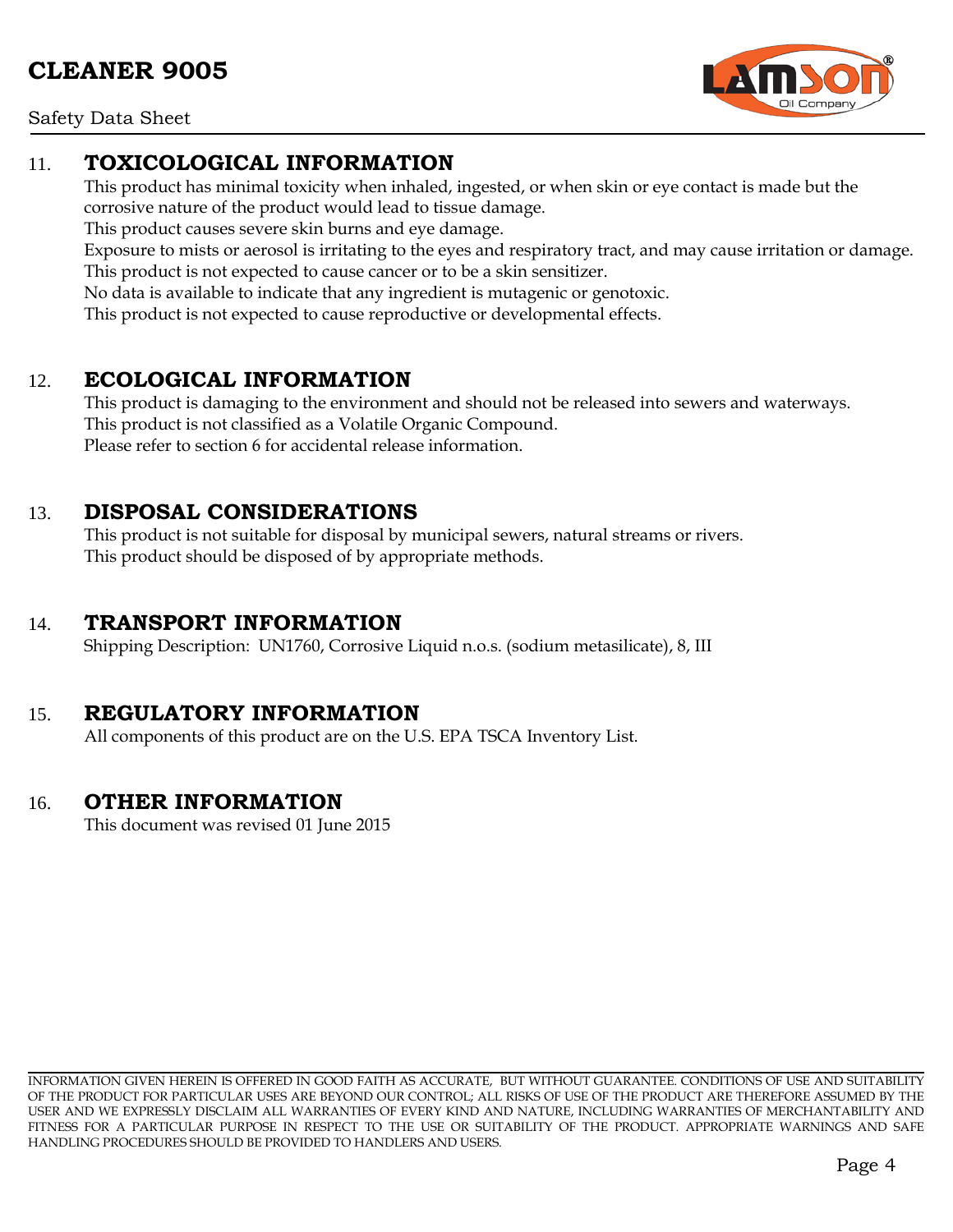## 11. TOXICOLOGICAL INFORMATION

This product has minimal toxicity when inhaled, ingested, or when skin or eye contact is made but the corrosive nature of the product would lead to tissue damage.
This product causes severe skin burns and eye damage.
Exposure to mists or aerosol is irritating to the eyes and respiratory tract, and may cause irritation or damage.
This product is not expected to cause cancer or to be a skin sensitizer.
No data is available to indicate that any ingredient is mutagenic or genotoxic.
This product is not expected to cause reproductive or developmental effects.

## 12. ECOLOGICAL INFORMATION

This product is damaging to the environment and should not be released into sewers and waterways.
This product is not classified as a Volatile Organic Compound.
Please refer to section 6 for accidental release information.

## 13. DISPOSAL CONSIDERATIONS

This product is not suitable for disposal by municipal sewers, natural streams or rivers.
This product should be disposed of by appropriate methods.

## 14. TRANSPORT INFORMATION

Shipping Description: UN1760, Corrosive Liquid n.o.s. (sodium metasilicate), 8, III

## 15. REGULATORY INFORMATION

All components of this product are on the U.S. EPA TSCA Inventory List.

## 16. OTHER INFORMATION

This document was revised 01 June 2015

INFORMATION GIVEN HEREIN IS OFFERED IN GOOD FAITH AS ACCURATE, BUT WITHOUT GUARANTEE. CONDITIONS OF USE AND SUITABILITY OF THE PRODUCT FOR PARTICULAR USES ARE BEYOND OUR CONTROL; ALL RISKS OF USE OF THE PRODUCT ARE THEREFORE ASSUMED BY THE USER AND WE EXPRESSLY DISCLAIM ALL WARRANTIES OF EVERY KIND AND NATURE, INCLUDING WARRANTIES OF MERCHANTABILITY AND FITNESS FOR A PARTICULAR PURPOSE IN RESPECT TO THE USE OR SUITABILITY OF THE PRODUCT. APPROPRIATE WARNINGS AND SAFE HANDLING PROCEDURES SHOULD BE PROVIDED TO HANDLERS AND USERS.